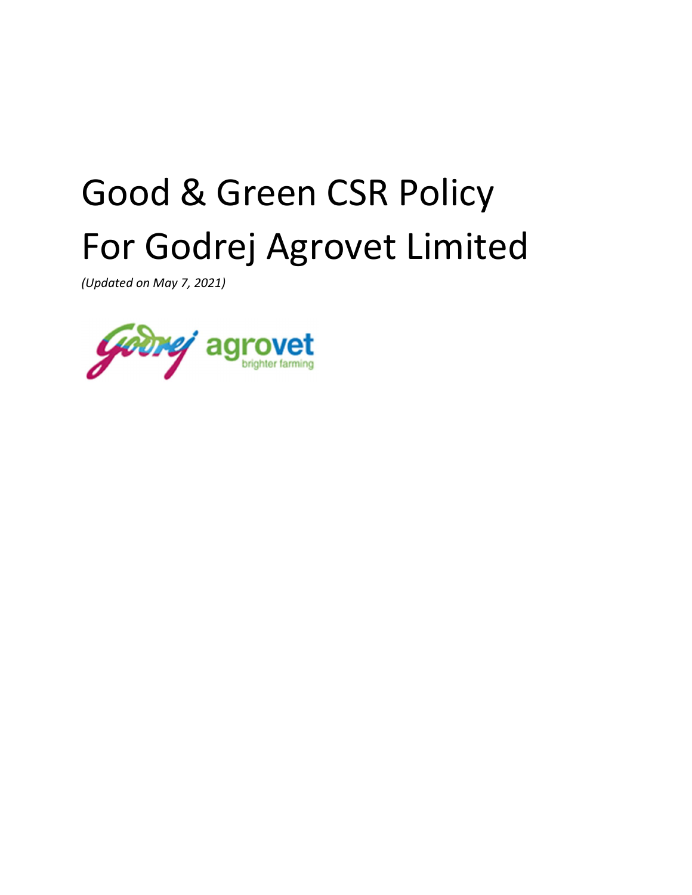# Good & Green CSR Policy For Godrej Agrovet Limited

*(Updated on May 7, 2021)*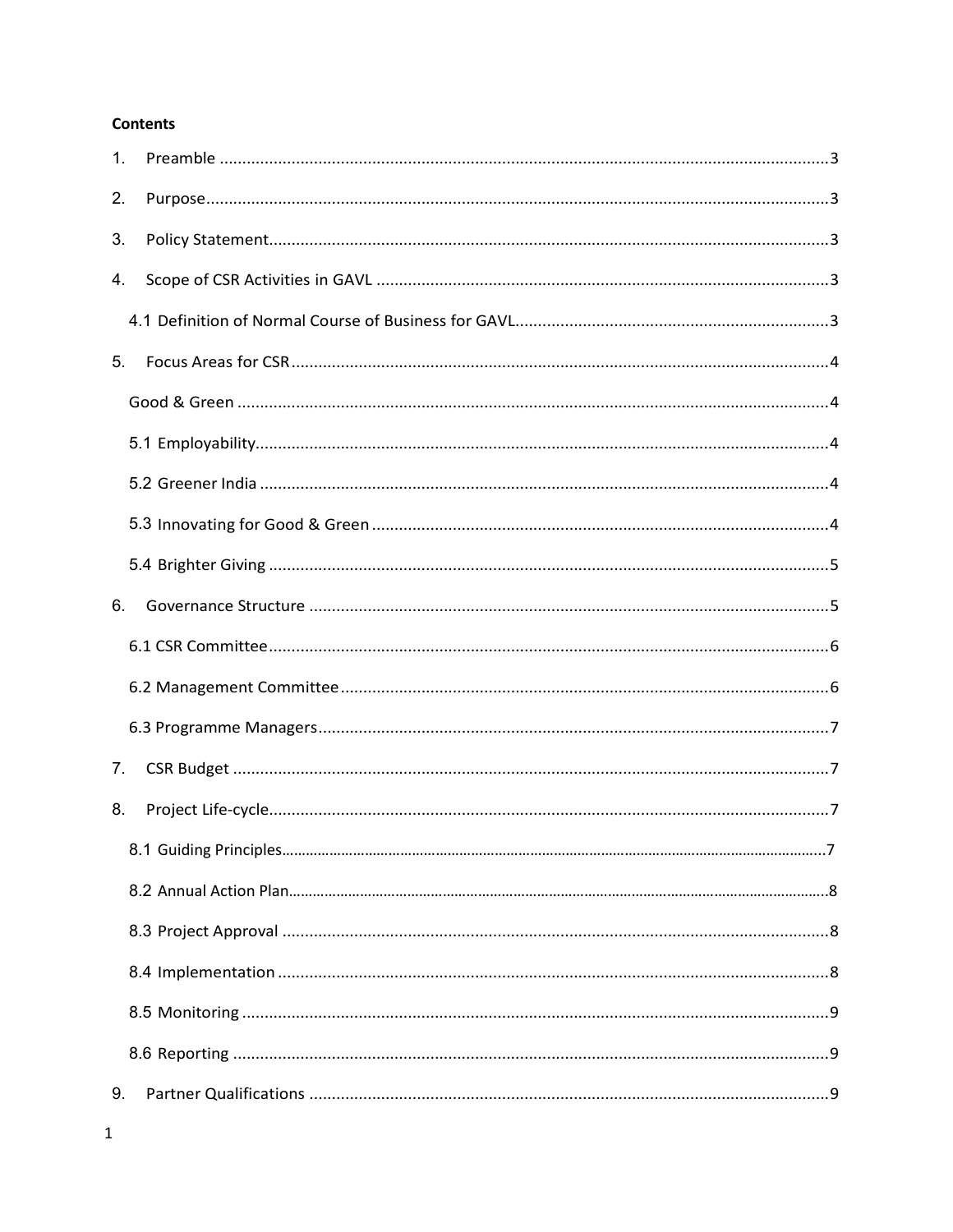**Contents**

1. Preamble .......................................................................................................................... 3
2. Purpose ............................................................................................................................ 3
3. Policy Statement ............................................................................................................. 3
4. Scope of CSR Activities in GAVL ..................................................................................... 3
   - 4.1 Definition of Normal Course of Business for GAVL ...................................................... 3
5. Focus Areas for CSR ........................................................................................................ 4
   - Good & Green .................................................................................................................. 4
   - 5.1 Employability ............................................................................................................... 4
   - 5.2 Greener India ............................................................................................................... 4
   - 5.3 Innovating for Good & Green ...................................................................................... 4
   - 5.4 Brighter Giving ............................................................................................................ 5
6. Governance Structure ..................................................................................................... 5
   - 6.1 CSR Committee ............................................................................................................ 6
   - 6.2 Management Committee ............................................................................................. 6
   - 6.3 Programme Managers ................................................................................................. 7
7. CSR Budget ..................................................................................................................... 7
8. Project Life-cycle ............................................................................................................. 7
   - 8.1 Guiding Principles ........................................................................................................ 7
   - 8.2 Annual Action Plan ...................................................................................................... 8
   - 8.3 Project Approval .......................................................................................................... 8
   - 8.4 Implementation ........................................................................................................... 8
   - 8.5 Monitoring .................................................................................................................. 9
   - 8.6 Reporting .................................................................................................................... 9
9. Partner Qualifications ..................................................................................................... 9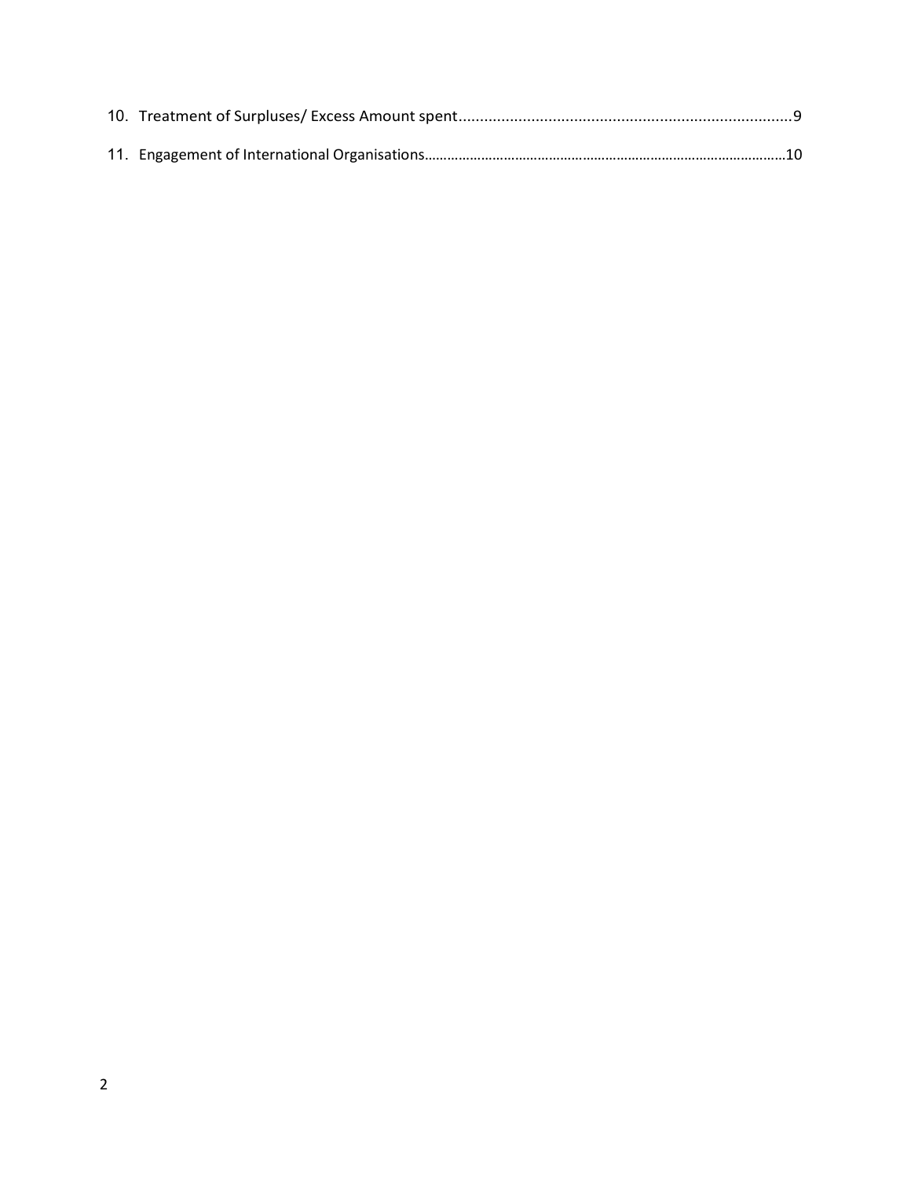10. Treatment of Surpluses/ Excess Amount spent.............................................................................9

11. Engagement of International Organisations……………………………………………………………………………………10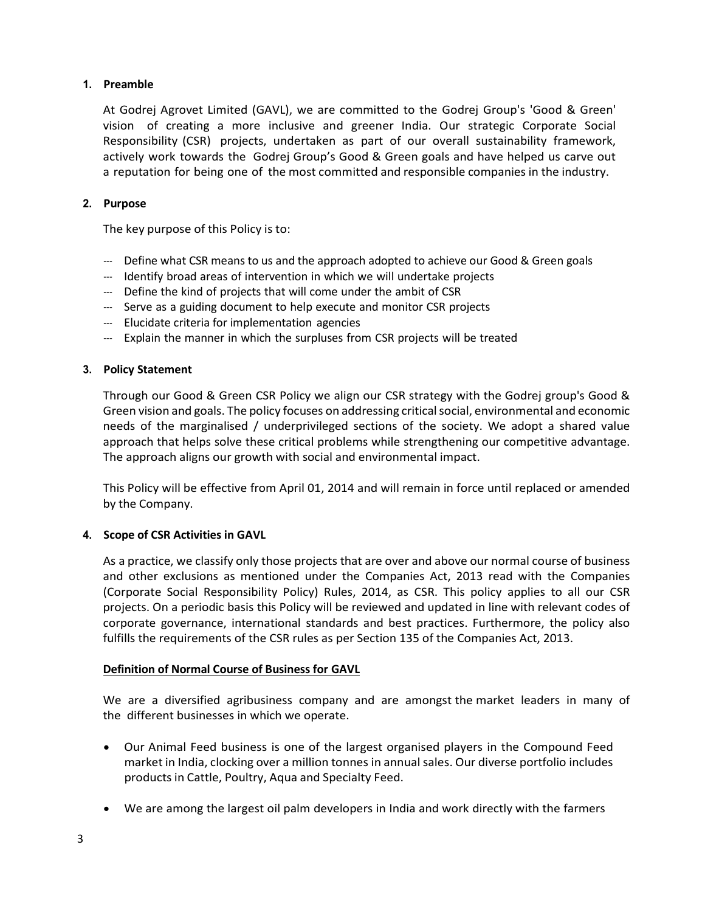## 1. Preamble

At Godrej Agrovet Limited (GAVL), we are committed to the Godrej Group's 'Good & Green' vision of creating a more inclusive and greener India. Our strategic Corporate Social Responsibility (CSR) projects, undertaken as part of our overall sustainability framework, actively work towards the Godrej Group's Good & Green goals and have helped us carve out a reputation for being one of the most committed and responsible companies in the industry.

## 2. Purpose

The key purpose of this Policy is to:

- Define what CSR means to us and the approach adopted to achieve our Good & Green goals
- Identify broad areas of intervention in which we will undertake projects
- Define the kind of projects that will come under the ambit of CSR
- Serve as a guiding document to help execute and monitor CSR projects
- Elucidate criteria for implementation agencies
- Explain the manner in which the surpluses from CSR projects will be treated

## 3. Policy Statement

Through our Good & Green CSR Policy we align our CSR strategy with the Godrej group's Good & Green vision and goals. The policy focuses on addressing critical social, environmental and economic needs of the marginalised / underprivileged sections of the society. We adopt a shared value approach that helps solve these critical problems while strengthening our competitive advantage. The approach aligns our growth with social and environmental impact.

This Policy will be effective from April 01, 2014 and will remain in force until replaced or amended by the Company.

## 4. Scope of CSR Activities in GAVL

As a practice, we classify only those projects that are over and above our normal course of business and other exclusions as mentioned under the Companies Act, 2013 read with the Companies (Corporate Social Responsibility Policy) Rules, 2014, as CSR. This policy applies to all our CSR projects. On a periodic basis this Policy will be reviewed and updated in line with relevant codes of corporate governance, international standards and best practices. Furthermore, the policy also fulfills the requirements of the CSR rules as per Section 135 of the Companies Act, 2013.

**Definition of Normal Course of Business for GAVL**

We are a diversified agribusiness company and are amongst the market leaders in many of the different businesses in which we operate.

- Our Animal Feed business is one of the largest organised players in the Compound Feed market in India, clocking over a million tonnes in annual sales. Our diverse portfolio includes products in Cattle, Poultry, Aqua and Specialty Feed.
- We are among the largest oil palm developers in India and work directly with the farmers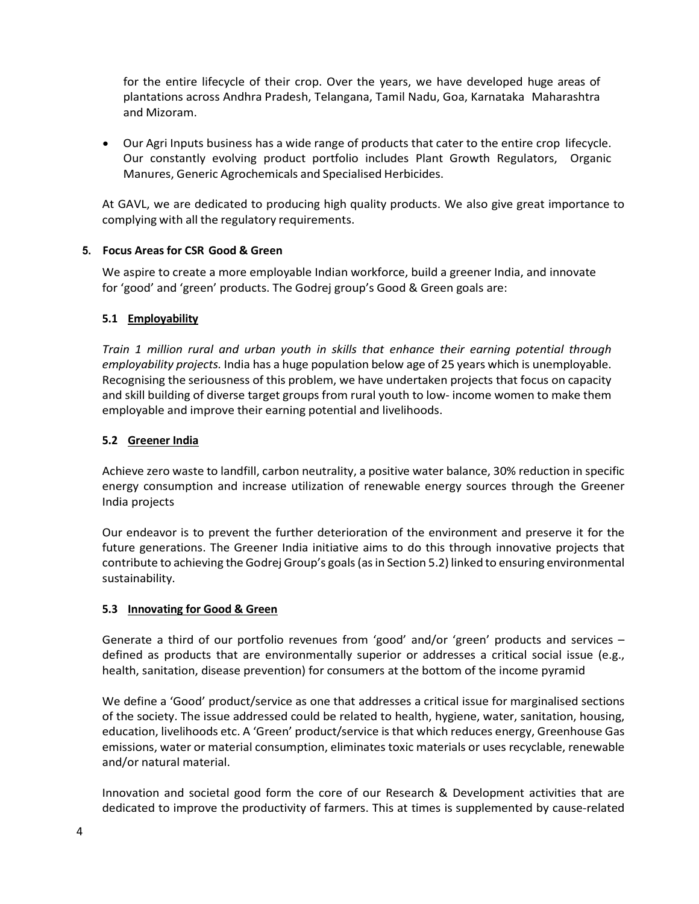for the entire lifecycle of their crop. Over the years, we have developed huge areas of plantations across Andhra Pradesh, Telangana, Tamil Nadu, Goa, Karnataka Maharashtra and Mizoram.

- Our Agri Inputs business has a wide range of products that cater to the entire crop lifecycle. Our constantly evolving product portfolio includes Plant Growth Regulators, Organic Manures, Generic Agrochemicals and Specialised Herbicides.

At GAVL, we are dedicated to producing high quality products. We also give great importance to complying with all the regulatory requirements.

## 5. Focus Areas for CSR Good & Green

We aspire to create a more employable Indian workforce, build a greener India, and innovate for 'good' and 'green' products. The Godrej group's Good & Green goals are:

### 5.1 Employability

*Train 1 million rural and urban youth in skills that enhance their earning potential through employability projects.* India has a huge population below age of 25 years which is unemployable. Recognising the seriousness of this problem, we have undertaken projects that focus on capacity and skill building of diverse target groups from rural youth to low- income women to make them employable and improve their earning potential and livelihoods.

### 5.2 Greener India

Achieve zero waste to landfill, carbon neutrality, a positive water balance, 30% reduction in specific energy consumption and increase utilization of renewable energy sources through the Greener India projects

Our endeavor is to prevent the further deterioration of the environment and preserve it for the future generations. The Greener India initiative aims to do this through innovative projects that contribute to achieving the Godrej Group's goals (as in Section 5.2) linked to ensuring environmental sustainability.

### 5.3 Innovating for Good & Green

Generate a third of our portfolio revenues from 'good' and/or 'green' products and services – defined as products that are environmentally superior or addresses a critical social issue (e.g., health, sanitation, disease prevention) for consumers at the bottom of the income pyramid

We define a 'Good' product/service as one that addresses a critical issue for marginalised sections of the society. The issue addressed could be related to health, hygiene, water, sanitation, housing, education, livelihoods etc. A 'Green' product/service is that which reduces energy, Greenhouse Gas emissions, water or material consumption, eliminates toxic materials or uses recyclable, renewable and/or natural material.

Innovation and societal good form the core of our Research & Development activities that are dedicated to improve the productivity of farmers. This at times is supplemented by cause-related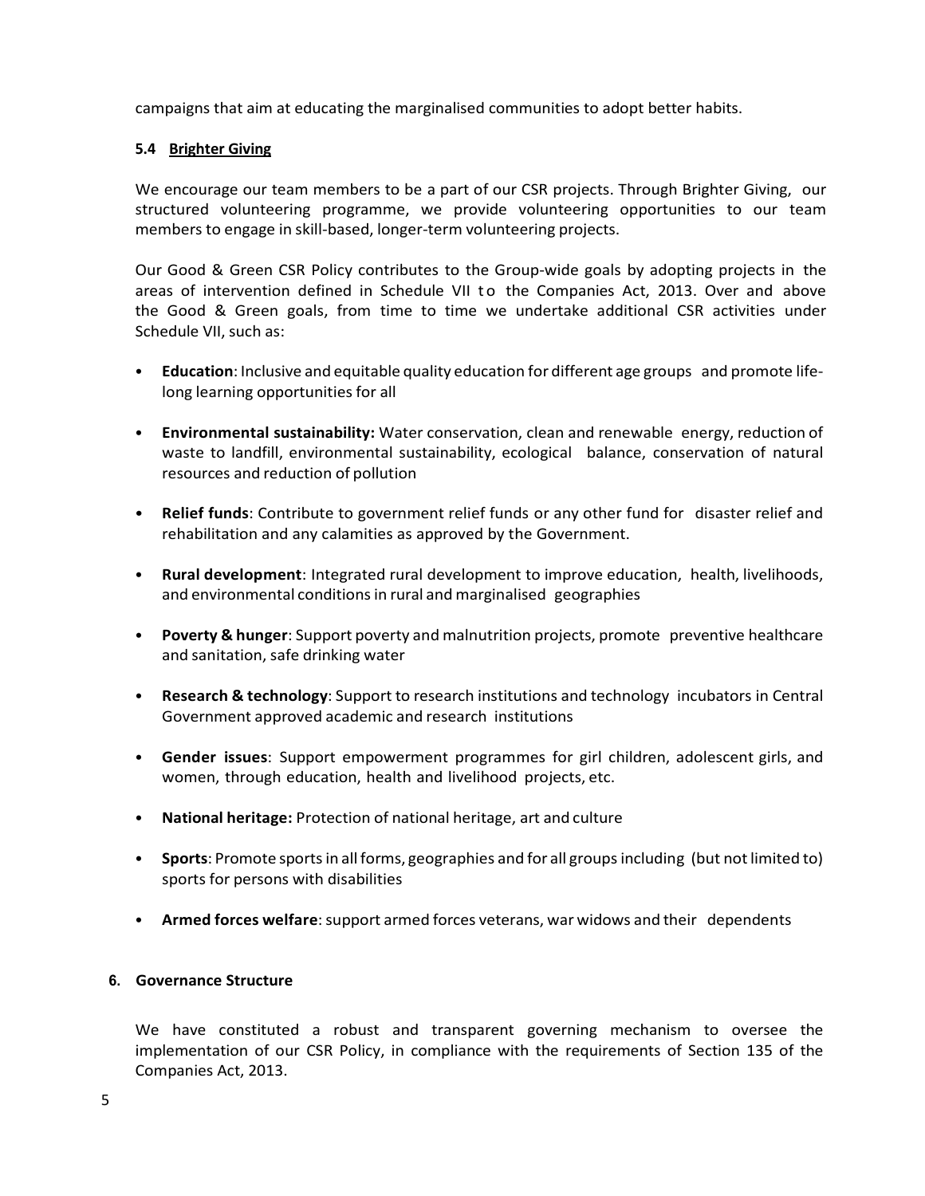campaigns that aim at educating the marginalised communities to adopt better habits.

### 5.4 Brighter Giving

We encourage our team members to be a part of our CSR projects. Through Brighter Giving, our structured volunteering programme, we provide volunteering opportunities to our team members to engage in skill-based, longer-term volunteering projects.

Our Good & Green CSR Policy contributes to the Group-wide goals by adopting projects in the areas of intervention defined in Schedule VII to the Companies Act, 2013. Over and above the Good & Green goals, from time to time we undertake additional CSR activities under Schedule VII, such as:

- **Education**: Inclusive and equitable quality education for different age groups and promote life-long learning opportunities for all
- **Environmental sustainability:** Water conservation, clean and renewable energy, reduction of waste to landfill, environmental sustainability, ecological balance, conservation of natural resources and reduction of pollution
- **Relief funds**: Contribute to government relief funds or any other fund for disaster relief and rehabilitation and any calamities as approved by the Government.
- **Rural development**: Integrated rural development to improve education, health, livelihoods, and environmental conditions in rural and marginalised geographies
- **Poverty & hunger**: Support poverty and malnutrition projects, promote preventive healthcare and sanitation, safe drinking water
- **Research & technology**: Support to research institutions and technology incubators in Central Government approved academic and research institutions
- **Gender issues**: Support empowerment programmes for girl children, adolescent girls, and women, through education, health and livelihood projects, etc.
- **National heritage:** Protection of national heritage, art and culture
- **Sports**: Promote sports in all forms, geographies and for all groups including (but not limited to) sports for persons with disabilities
- **Armed forces welfare**: support armed forces veterans, war widows and their dependents

## 6. Governance Structure

We have constituted a robust and transparent governing mechanism to oversee the implementation of our CSR Policy, in compliance with the requirements of Section 135 of the Companies Act, 2013.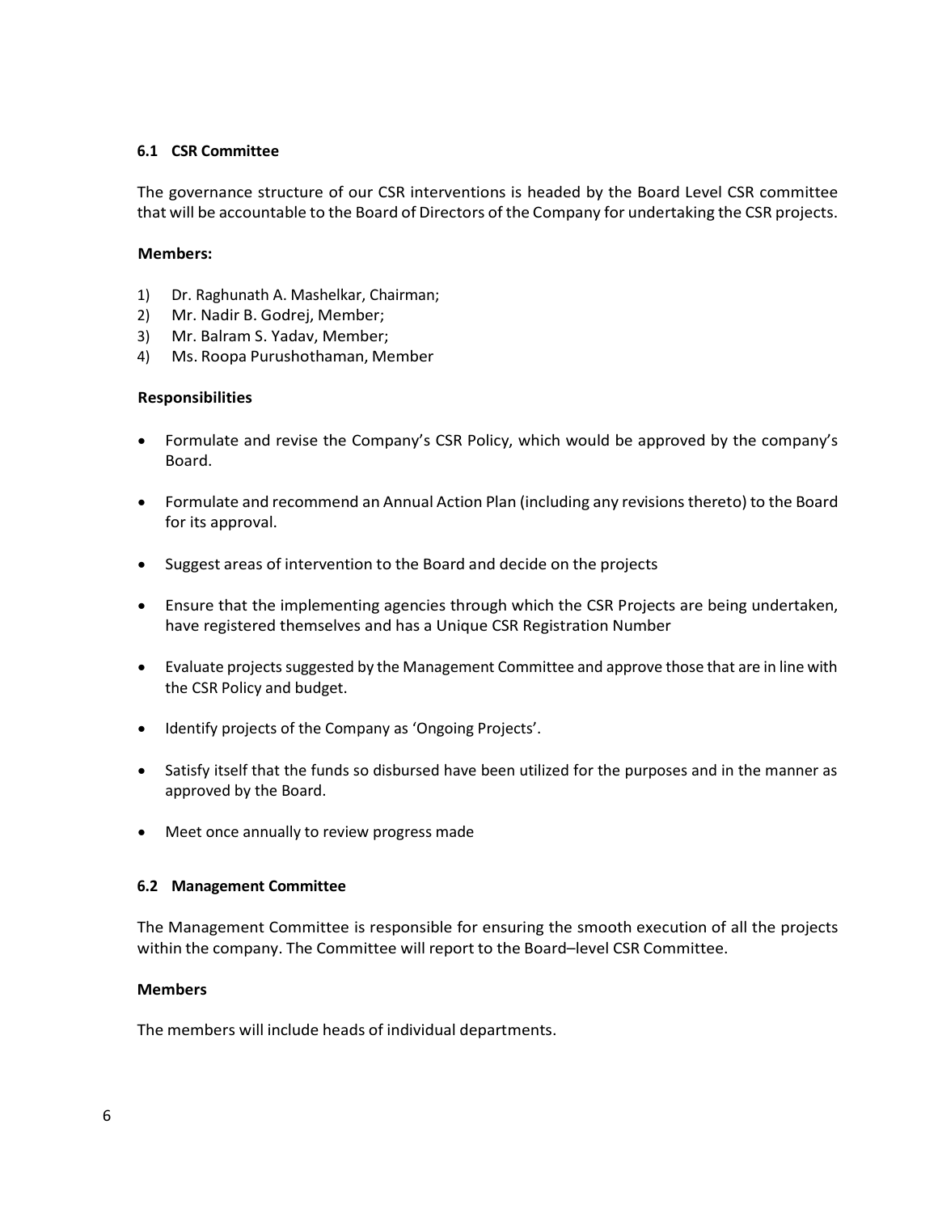### 6.1 CSR Committee

The governance structure of our CSR interventions is headed by the Board Level CSR committee that will be accountable to the Board of Directors of the Company for undertaking the CSR projects.

**Members:**

1) Dr. Raghunath A. Mashelkar, Chairman;
2) Mr. Nadir B. Godrej, Member;
3) Mr. Balram S. Yadav, Member;
4) Ms. Roopa Purushothaman, Member

**Responsibilities**

- Formulate and revise the Company's CSR Policy, which would be approved by the company's Board.
- Formulate and recommend an Annual Action Plan (including any revisions thereto) to the Board for its approval.
- Suggest areas of intervention to the Board and decide on the projects
- Ensure that the implementing agencies through which the CSR Projects are being undertaken, have registered themselves and has a Unique CSR Registration Number
- Evaluate projects suggested by the Management Committee and approve those that are in line with the CSR Policy and budget.
- Identify projects of the Company as 'Ongoing Projects'.
- Satisfy itself that the funds so disbursed have been utilized for the purposes and in the manner as approved by the Board.
- Meet once annually to review progress made

### 6.2 Management Committee

The Management Committee is responsible for ensuring the smooth execution of all the projects within the company. The Committee will report to the Board–level CSR Committee.

**Members**

The members will include heads of individual departments.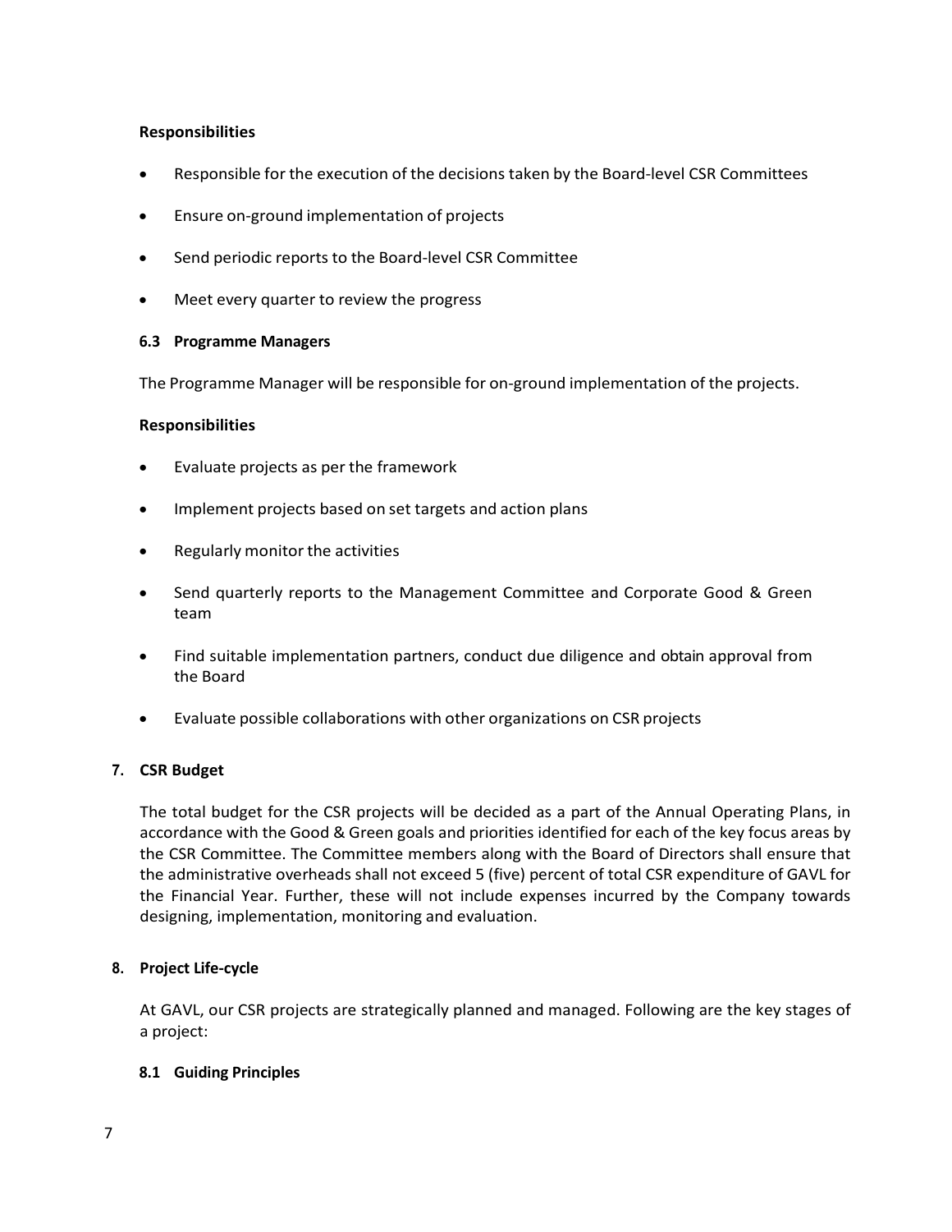**Responsibilities**

- Responsible for the execution of the decisions taken by the Board-level CSR Committees
- Ensure on-ground implementation of projects
- Send periodic reports to the Board-level CSR Committee
- Meet every quarter to review the progress

### 6.3 Programme Managers

The Programme Manager will be responsible for on-ground implementation of the projects.

**Responsibilities**

- Evaluate projects as per the framework
- Implement projects based on set targets and action plans
- Regularly monitor the activities
- Send quarterly reports to the Management Committee and Corporate Good & Green team
- Find suitable implementation partners, conduct due diligence and obtain approval from the Board
- Evaluate possible collaborations with other organizations on CSR projects

## 7. CSR Budget

The total budget for the CSR projects will be decided as a part of the Annual Operating Plans, in accordance with the Good & Green goals and priorities identified for each of the key focus areas by the CSR Committee. The Committee members along with the Board of Directors shall ensure that the administrative overheads shall not exceed 5 (five) percent of total CSR expenditure of GAVL for the Financial Year. Further, these will not include expenses incurred by the Company towards designing, implementation, monitoring and evaluation.

## 8. Project Life-cycle

At GAVL, our CSR projects are strategically planned and managed. Following are the key stages of a project:

### 8.1 Guiding Principles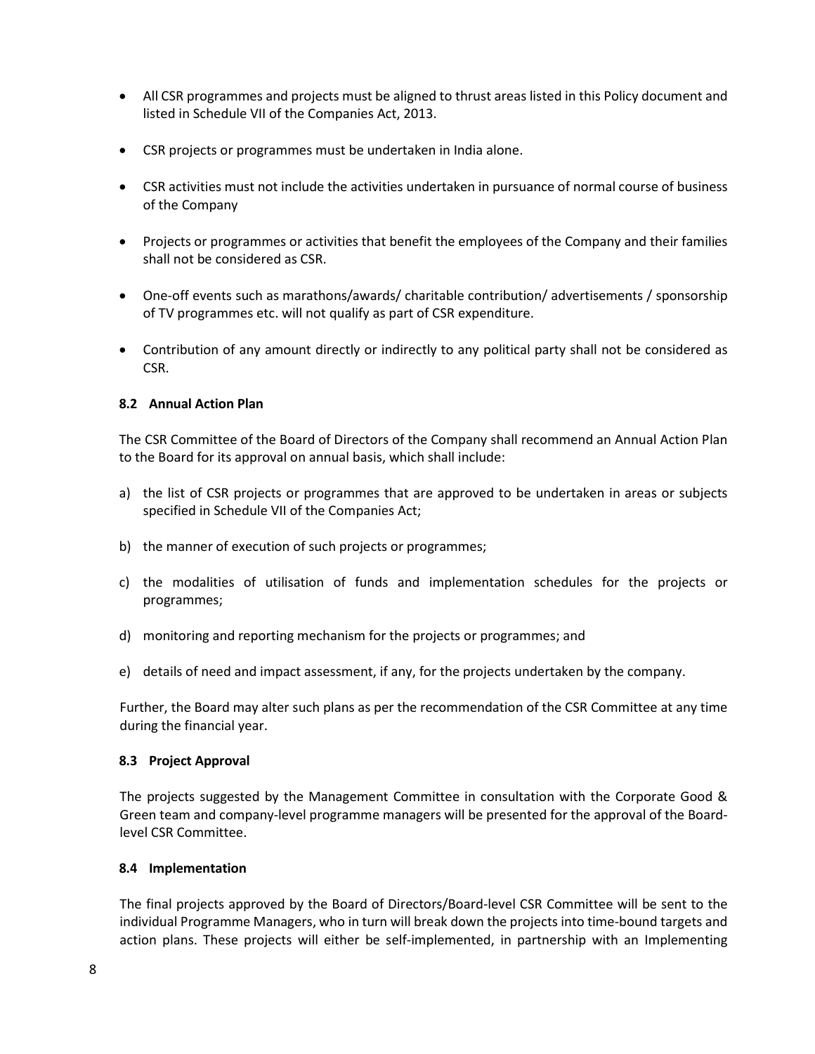- All CSR programmes and projects must be aligned to thrust areas listed in this Policy document and listed in Schedule VII of the Companies Act, 2013.
- CSR projects or programmes must be undertaken in India alone.
- CSR activities must not include the activities undertaken in pursuance of normal course of business of the Company
- Projects or programmes or activities that benefit the employees of the Company and their families shall not be considered as CSR.
- One-off events such as marathons/awards/ charitable contribution/ advertisements / sponsorship of TV programmes etc. will not qualify as part of CSR expenditure.
- Contribution of any amount directly or indirectly to any political party shall not be considered as CSR.

### 8.2 Annual Action Plan

The CSR Committee of the Board of Directors of the Company shall recommend an Annual Action Plan to the Board for its approval on annual basis, which shall include:

a) the list of CSR projects or programmes that are approved to be undertaken in areas or subjects specified in Schedule VII of the Companies Act;

b) the manner of execution of such projects or programmes;

c) the modalities of utilisation of funds and implementation schedules for the projects or programmes;

d) monitoring and reporting mechanism for the projects or programmes; and

e) details of need and impact assessment, if any, for the projects undertaken by the company.

Further, the Board may alter such plans as per the recommendation of the CSR Committee at any time during the financial year.

### 8.3 Project Approval

The projects suggested by the Management Committee in consultation with the Corporate Good & Green team and company-level programme managers will be presented for the approval of the Board-level CSR Committee.

### 8.4 Implementation

The final projects approved by the Board of Directors/Board-level CSR Committee will be sent to the individual Programme Managers, who in turn will break down the projects into time-bound targets and action plans. These projects will either be self-implemented, in partnership with an Implementing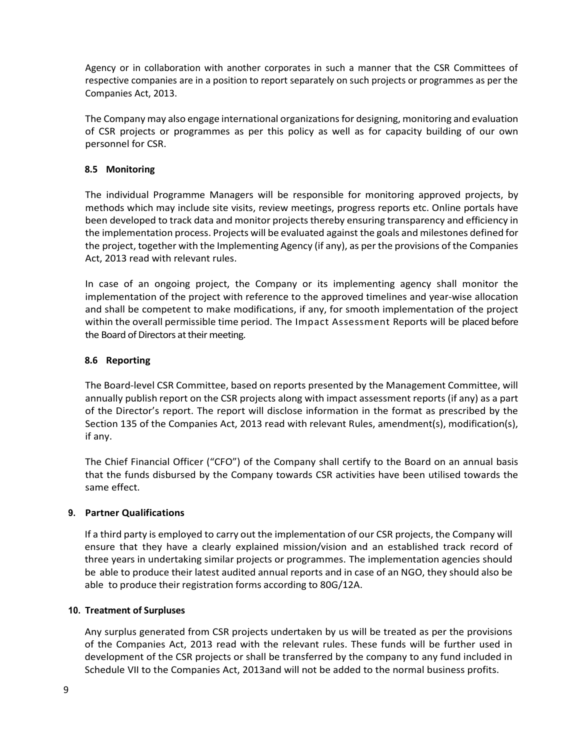Agency or in collaboration with another corporates in such a manner that the CSR Committees of respective companies are in a position to report separately on such projects or programmes as per the Companies Act, 2013.

The Company may also engage international organizations for designing, monitoring and evaluation of CSR projects or programmes as per this policy as well as for capacity building of our own personnel for CSR.

### 8.5 Monitoring

The individual Programme Managers will be responsible for monitoring approved projects, by methods which may include site visits, review meetings, progress reports etc. Online portals have been developed to track data and monitor projects thereby ensuring transparency and efficiency in the implementation process. Projects will be evaluated against the goals and milestones defined for the project, together with the Implementing Agency (if any), as per the provisions of the Companies Act, 2013 read with relevant rules.

In case of an ongoing project, the Company or its implementing agency shall monitor the implementation of the project with reference to the approved timelines and year-wise allocation and shall be competent to make modifications, if any, for smooth implementation of the project within the overall permissible time period. The Impact Assessment Reports will be placed before the Board of Directors at their meeting.

### 8.6 Reporting

The Board-level CSR Committee, based on reports presented by the Management Committee, will annually publish report on the CSR projects along with impact assessment reports (if any) as a part of the Director's report. The report will disclose information in the format as prescribed by the Section 135 of the Companies Act, 2013 read with relevant Rules, amendment(s), modification(s), if any.

The Chief Financial Officer ("CFO") of the Company shall certify to the Board on an annual basis that the funds disbursed by the Company towards CSR activities have been utilised towards the same effect.

## 9. Partner Qualifications

If a third party is employed to carry out the implementation of our CSR projects, the Company will ensure that they have a clearly explained mission/vision and an established track record of three years in undertaking similar projects or programmes. The implementation agencies should be able to produce their latest audited annual reports and in case of an NGO, they should also be able to produce their registration forms according to 80G/12A.

## 10. Treatment of Surpluses

Any surplus generated from CSR projects undertaken by us will be treated as per the provisions of the Companies Act, 2013 read with the relevant rules. These funds will be further used in development of the CSR projects or shall be transferred by the company to any fund included in Schedule VII to the Companies Act, 2013and will not be added to the normal business profits.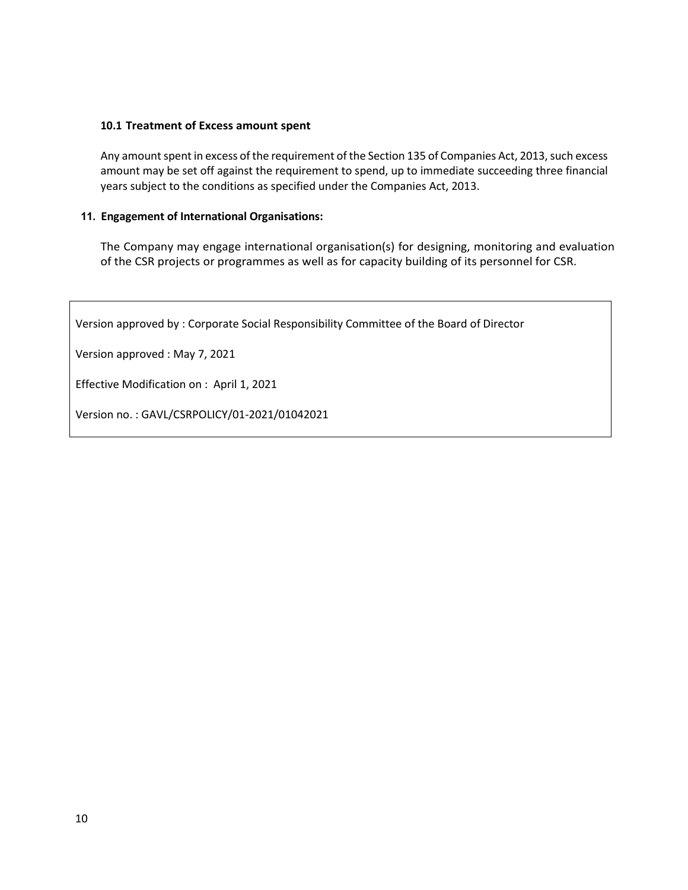### 10.1 Treatment of Excess amount spent

Any amount spent in excess of the requirement of the Section 135 of Companies Act, 2013, such excess amount may be set off against the requirement to spend, up to immediate succeeding three financial years subject to the conditions as specified under the Companies Act, 2013.

## 11. Engagement of International Organisations:

The Company may engage international organisation(s) for designing, monitoring and evaluation of the CSR projects or programmes as well as for capacity building of its personnel for CSR.

Version approved by : Corporate Social Responsibility Committee of the Board of Director

Version approved : May 7, 2021

Effective Modification on : April 1, 2021

Version no. : GAVL/CSRPOLICY/01-2021/01042021